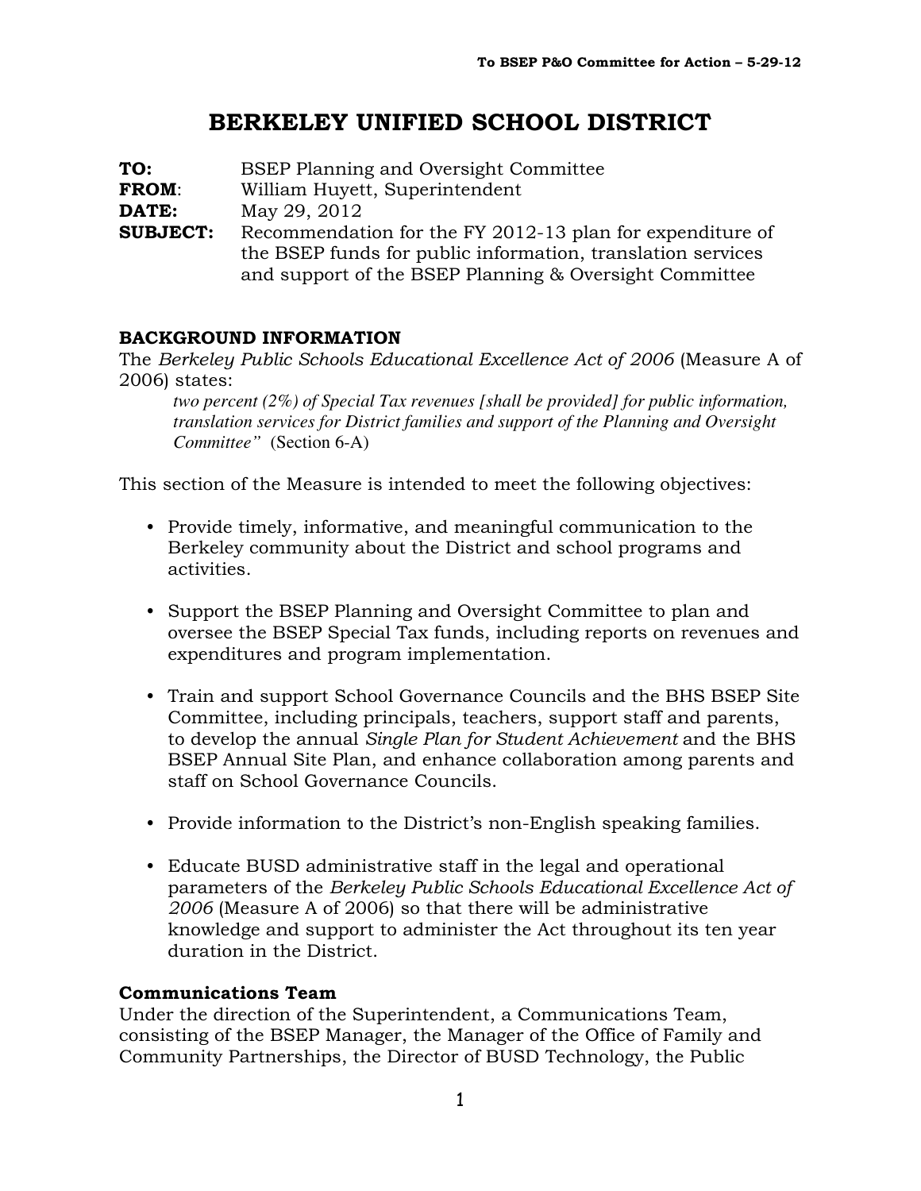To BSEP P&O Committee for Action – 5-29-12

# BERKELEY UNIFIED SCHOOL DISTRICT

**TO:** BSEP Planning and Oversight Committee
**FROM**: William Huyett, Superintendent
**DATE:** May 29, 2012
**SUBJECT:** Recommendation for the FY 2012-13 plan for expenditure of the BSEP funds for public information, translation services and support of the BSEP Planning & Oversight Committee

## BACKGROUND INFORMATION

The *Berkeley Public Schools Educational Excellence Act of 2006* (Measure A of 2006) states:

> *two percent (2%) of Special Tax revenues [shall be provided] for public information, translation services for District families and support of the Planning and Oversight Committee"* (Section 6-A)

This section of the Measure is intended to meet the following objectives:

- Provide timely, informative, and meaningful communication to the Berkeley community about the District and school programs and activities.
- Support the BSEP Planning and Oversight Committee to plan and oversee the BSEP Special Tax funds, including reports on revenues and expenditures and program implementation.
- Train and support School Governance Councils and the BHS BSEP Site Committee, including principals, teachers, support staff and parents, to develop the annual *Single Plan for Student Achievement* and the BHS BSEP Annual Site Plan, and enhance collaboration among parents and staff on School Governance Councils.
- Provide information to the District's non-English speaking families.
- Educate BUSD administrative staff in the legal and operational parameters of the *Berkeley Public Schools Educational Excellence Act of 2006* (Measure A of 2006) so that there will be administrative knowledge and support to administer the Act throughout its ten year duration in the District.

### Communications Team

Under the direction of the Superintendent, a Communications Team, consisting of the BSEP Manager, the Manager of the Office of Family and Community Partnerships, the Director of BUSD Technology, the Public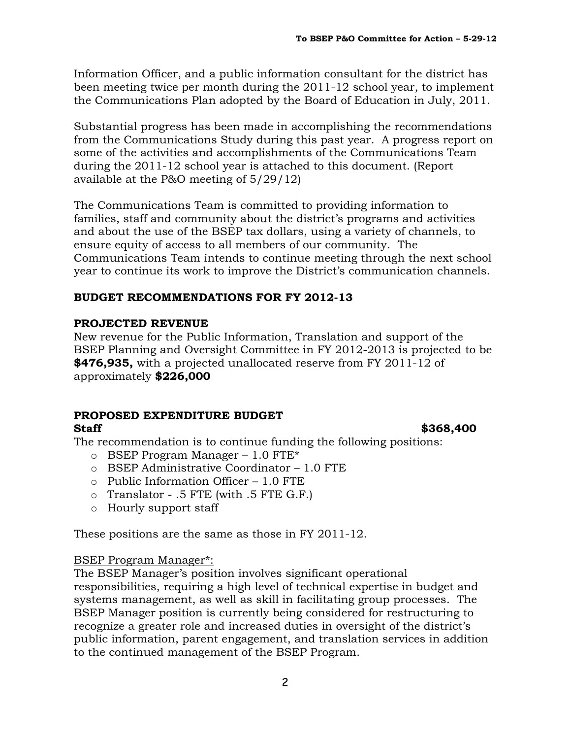Information Officer, and a public information consultant for the district has been meeting twice per month during the 2011-12 school year, to implement the Communications Plan adopted by the Board of Education in July, 2011.

Substantial progress has been made in accomplishing the recommendations from the Communications Study during this past year. A progress report on some of the activities and accomplishments of the Communications Team during the 2011-12 school year is attached to this document. (Report available at the P&O meeting of 5/29/12)

The Communications Team is committed to providing information to families, staff and community about the district's programs and activities and about the use of the BSEP tax dollars, using a variety of channels, to ensure equity of access to all members of our community. The Communications Team intends to continue meeting through the next school year to continue its work to improve the District's communication channels.

## BUDGET RECOMMENDATIONS FOR FY 2012-13

### PROJECTED REVENUE

New revenue for the Public Information, Translation and support of the BSEP Planning and Oversight Committee in FY 2012-2013 is projected to be **$476,935,** with a projected unallocated reserve from FY 2011-12 of approximately **$226,000**

### PROPOSED EXPENDITURE BUDGET

**Staff** **$368,400**

The recommendation is to continue funding the following positions:

- BSEP Program Manager – 1.0 FTE*
- BSEP Administrative Coordinator – 1.0 FTE
- Public Information Officer – 1.0 FTE
- Translator - .5 FTE (with .5 FTE G.F.)
- Hourly support staff

These positions are the same as those in FY 2011-12.

<u>BSEP Program Manager*:</u>

The BSEP Manager's position involves significant operational responsibilities, requiring a high level of technical expertise in budget and systems management, as well as skill in facilitating group processes. The BSEP Manager position is currently being considered for restructuring to recognize a greater role and increased duties in oversight of the district's public information, parent engagement, and translation services in addition to the continued management of the BSEP Program.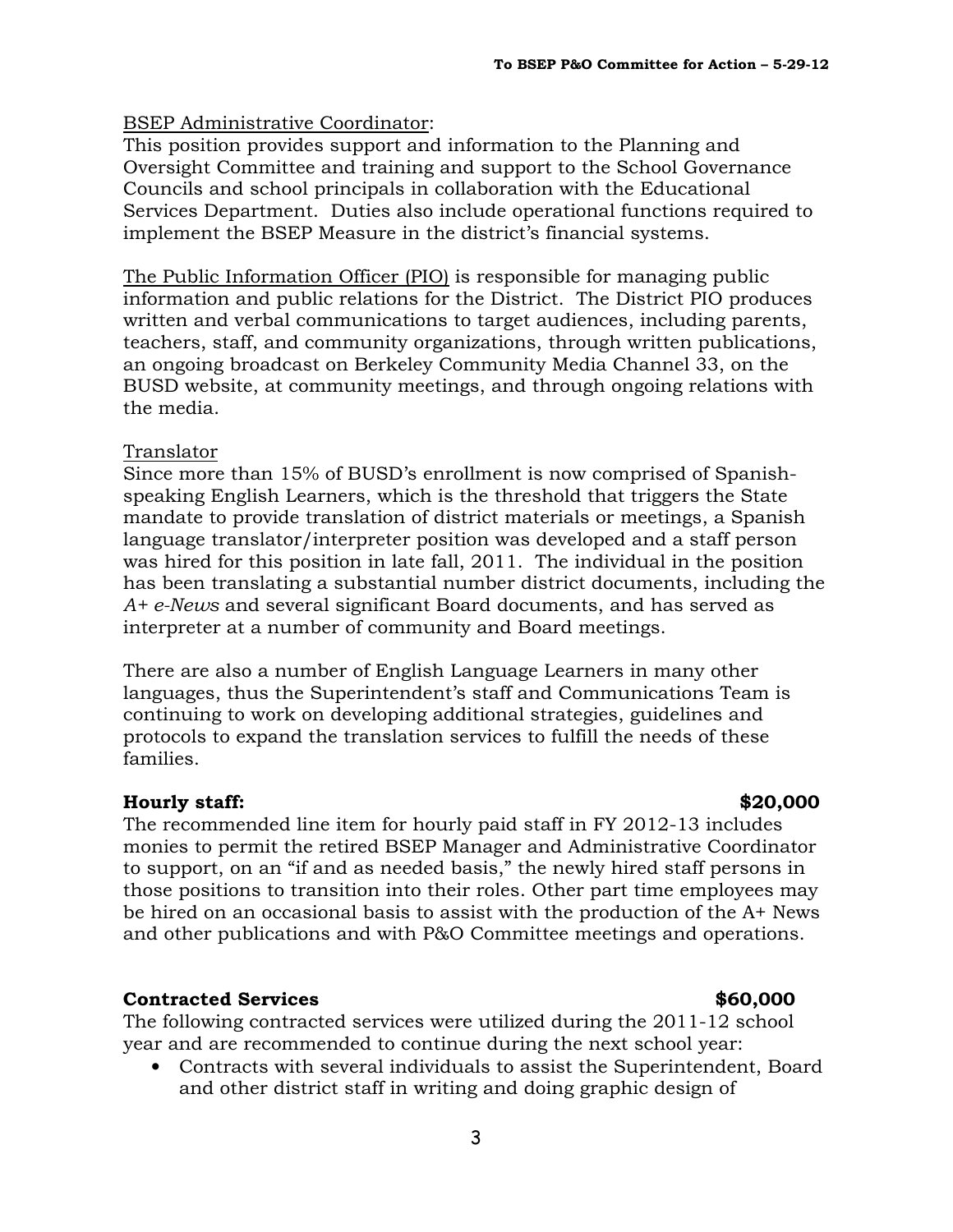BSEP Administrative Coordinator:
This position provides support and information to the Planning and Oversight Committee and training and support to the School Governance Councils and school principals in collaboration with the Educational Services Department. Duties also include operational functions required to implement the BSEP Measure in the district's financial systems.

The Public Information Officer (PIO) is responsible for managing public information and public relations for the District. The District PIO produces written and verbal communications to target audiences, including parents, teachers, staff, and community organizations, through written publications, an ongoing broadcast on Berkeley Community Media Channel 33, on the BUSD website, at community meetings, and through ongoing relations with the media.

Translator
Since more than 15% of BUSD's enrollment is now comprised of Spanish-speaking English Learners, which is the threshold that triggers the State mandate to provide translation of district materials or meetings, a Spanish language translator/interpreter position was developed and a staff person was hired for this position in late fall, 2011. The individual in the position has been translating a substantial number district documents, including the *A+ e-News* and several significant Board documents, and has served as interpreter at a number of community and Board meetings.

There are also a number of English Language Learners in many other languages, thus the Superintendent's staff and Communications Team is continuing to work on developing additional strategies, guidelines and protocols to expand the translation services to fulfill the needs of these families.

**Hourly staff: $20,000**

The recommended line item for hourly paid staff in FY 2012-13 includes monies to permit the retired BSEP Manager and Administrative Coordinator to support, on an "if and as needed basis," the newly hired staff persons in those positions to transition into their roles. Other part time employees may be hired on an occasional basis to assist with the production of the A+ News and other publications and with P&O Committee meetings and operations.

**Contracted Services $60,000**

The following contracted services were utilized during the 2011-12 school year and are recommended to continue during the next school year:

- Contracts with several individuals to assist the Superintendent, Board and other district staff in writing and doing graphic design of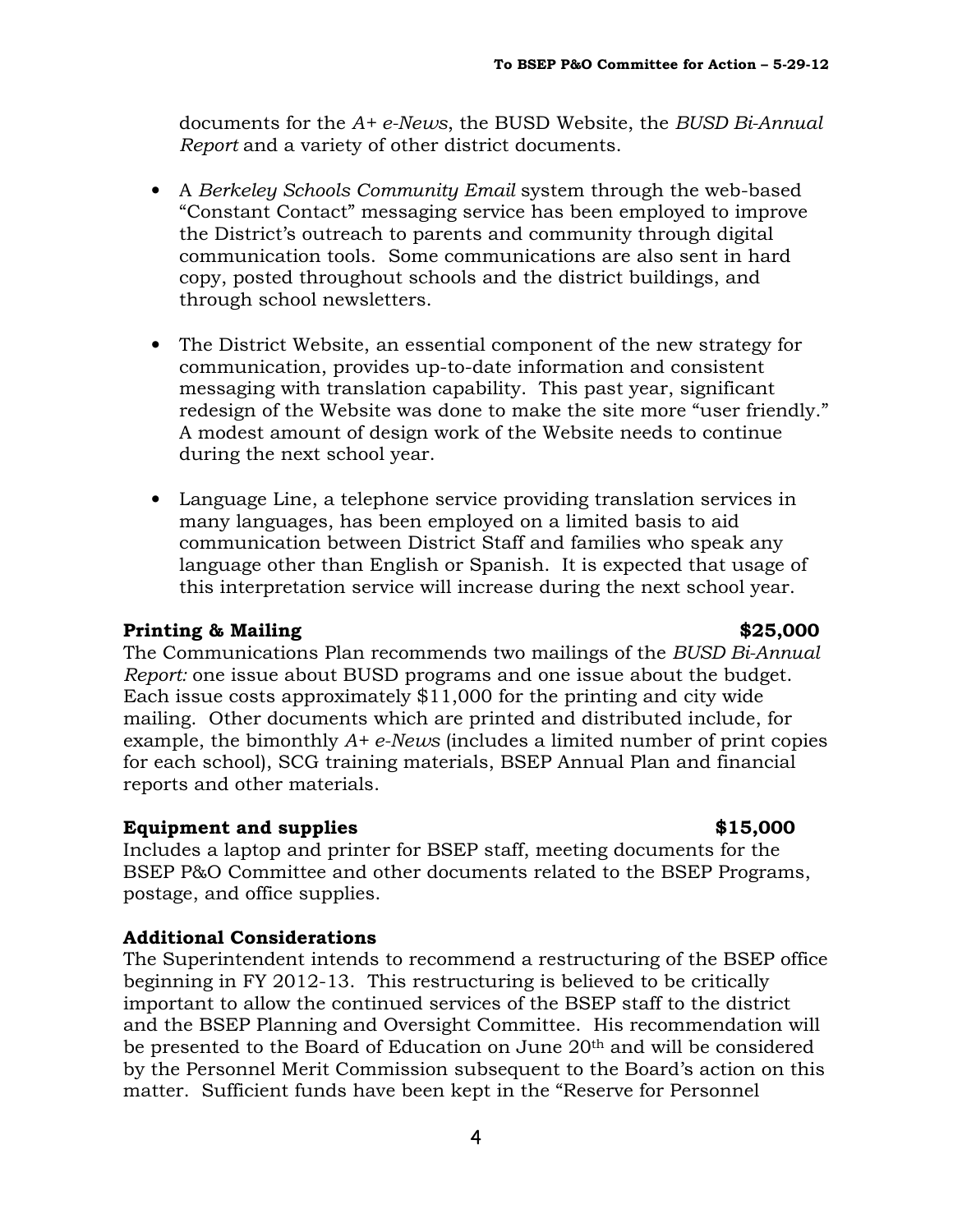documents for the *A+ e-News*, the BUSD Website, the *BUSD Bi-Annual Report* and a variety of other district documents.

- A *Berkeley Schools Community Email* system through the web-based "Constant Contact" messaging service has been employed to improve the District's outreach to parents and community through digital communication tools. Some communications are also sent in hard copy, posted throughout schools and the district buildings, and through school newsletters.

- The District Website, an essential component of the new strategy for communication, provides up-to-date information and consistent messaging with translation capability. This past year, significant redesign of the Website was done to make the site more "user friendly." A modest amount of design work of the Website needs to continue during the next school year.

- Language Line, a telephone service providing translation services in many languages, has been employed on a limited basis to aid communication between District Staff and families who speak any language other than English or Spanish. It is expected that usage of this interpretation service will increase during the next school year.

**Printing & Mailing** **$25,000**

The Communications Plan recommends two mailings of the *BUSD Bi-Annual Report:* one issue about BUSD programs and one issue about the budget. Each issue costs approximately $11,000 for the printing and city wide mailing. Other documents which are printed and distributed include, for example, the bimonthly *A+ e-News* (includes a limited number of print copies for each school), SCG training materials, BSEP Annual Plan and financial reports and other materials.

**Equipment and supplies** **$15,000**

Includes a laptop and printer for BSEP staff, meeting documents for the BSEP P&O Committee and other documents related to the BSEP Programs, postage, and office supplies.

**Additional Considerations**

The Superintendent intends to recommend a restructuring of the BSEP office beginning in FY 2012-13. This restructuring is believed to be critically important to allow the continued services of the BSEP staff to the district and the BSEP Planning and Oversight Committee. His recommendation will be presented to the Board of Education on June 20th and will be considered by the Personnel Merit Commission subsequent to the Board's action on this matter. Sufficient funds have been kept in the "Reserve for Personnel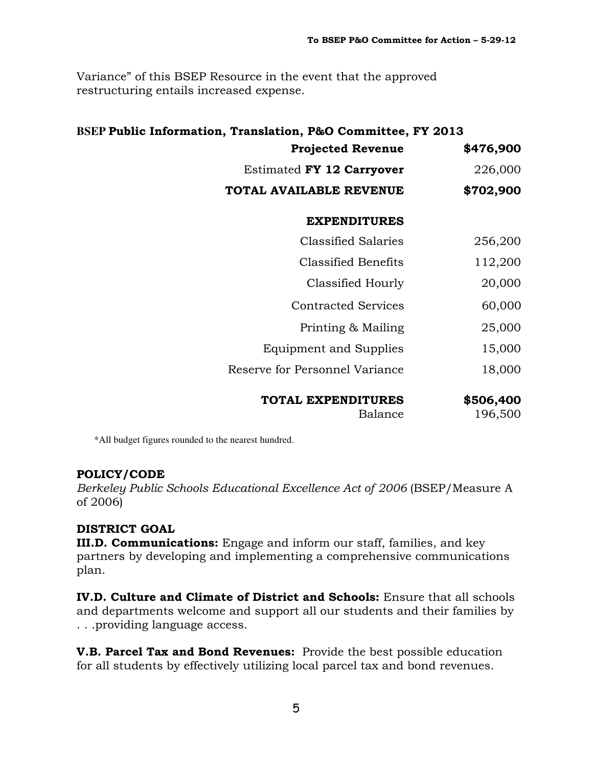Variance" of this BSEP Resource in the event that the approved restructuring entails increased expense.

**BSEP Public Information, Translation, P&O Committee, FY 2013**

| | |
|---|---|
| **Projected Revenue** | **$476,900** |
| Estimated **FY 12 Carryover** | 226,000 |
| **TOTAL AVAILABLE REVENUE** | **$702,900** |
| **EXPENDITURES** | |
| Classified Salaries | 256,200 |
| Classified Benefits | 112,200 |
| Classified Hourly | 20,000 |
| Contracted Services | 60,000 |
| Printing & Mailing | 25,000 |
| Equipment and Supplies | 15,000 |
| Reserve for Personnel Variance | 18,000 |
| **TOTAL EXPENDITURES** | **$506,400** |
| Balance | 196,500 |

*All budget figures rounded to the nearest hundred.

**POLICY/CODE**

*Berkeley Public Schools Educational Excellence Act of 2006* (BSEP/Measure A of 2006)

**DISTRICT GOAL**

**III.D. Communications:** Engage and inform our staff, families, and key partners by developing and implementing a comprehensive communications plan.

**IV.D. Culture and Climate of District and Schools:** Ensure that all schools and departments welcome and support all our students and their families by . . .providing language access.

**V.B. Parcel Tax and Bond Revenues:** Provide the best possible education for all students by effectively utilizing local parcel tax and bond revenues.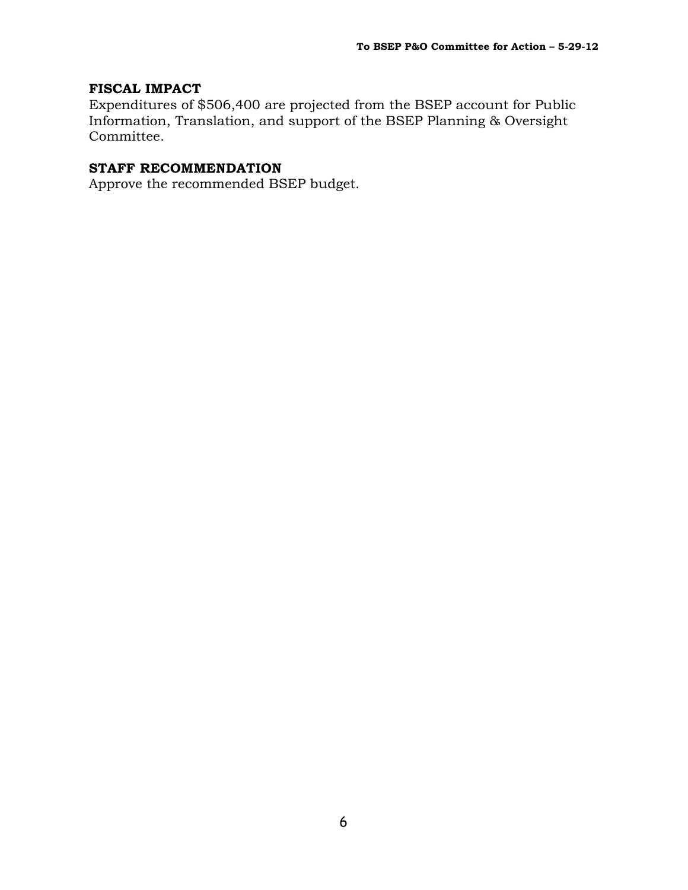**FISCAL IMPACT**
Expenditures of $506,400 are projected from the BSEP account for Public Information, Translation, and support of the BSEP Planning & Oversight Committee.

**STAFF RECOMMENDATION**
Approve the recommended BSEP budget.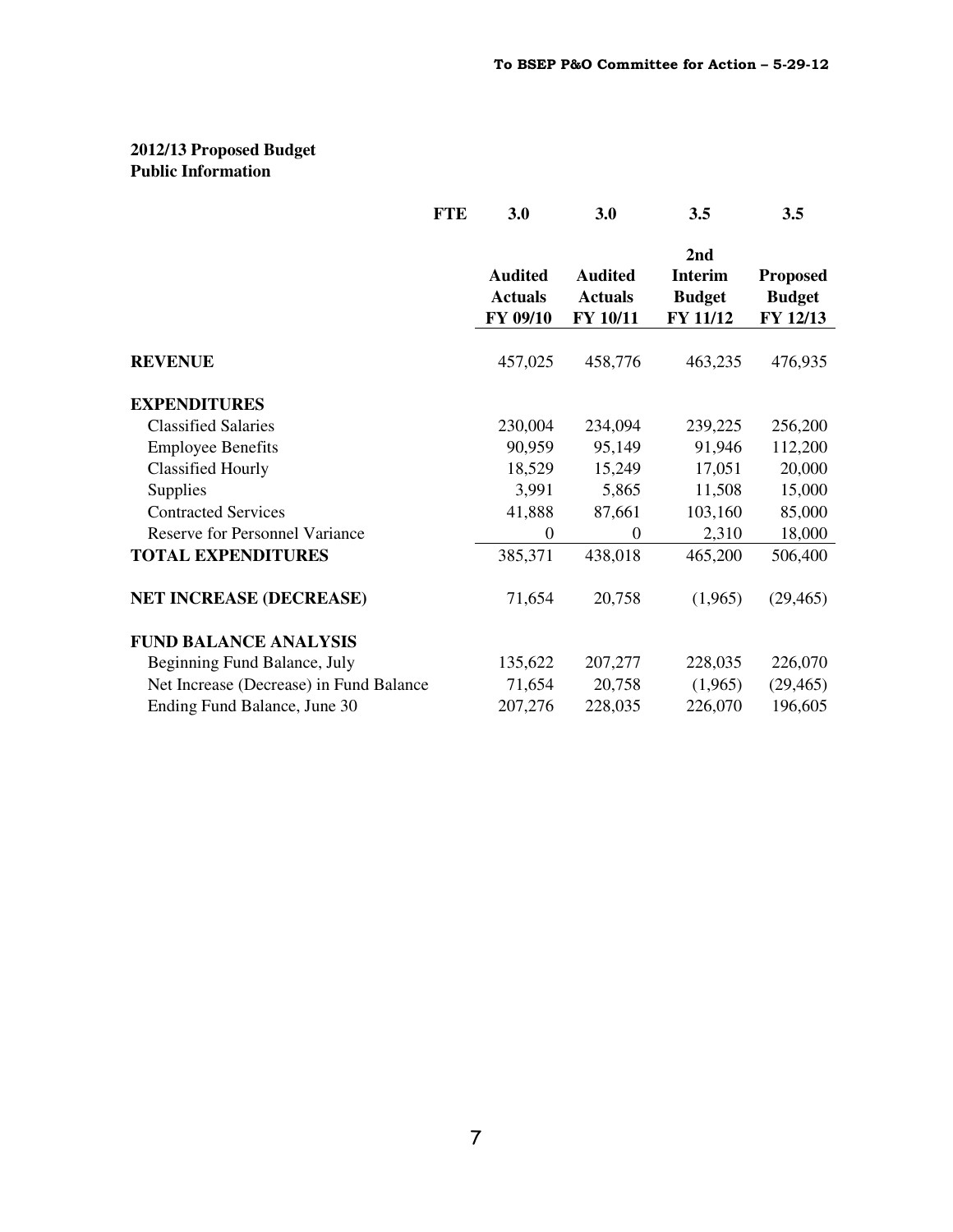To BSEP P&O Committee for Action – 5-29-12

**2012/13 Proposed Budget**
**Public Information**

| | Audited Actuals FY 09/10 | Audited Actuals FY 10/11 | 2nd Interim Budget FY 11/12 | Proposed Budget FY 12/13 |
|---|---|---|---|---|
| **FTE** | **3.0** | **3.0** | **3.5** | **3.5** |
| **REVENUE** | 457,025 | 458,776 | 463,235 | 476,935 |
| **EXPENDITURES** | | | | |
| Classified Salaries | 230,004 | 234,094 | 239,225 | 256,200 |
| Employee Benefits | 90,959 | 95,149 | 91,946 | 112,200 |
| Classified Hourly | 18,529 | 15,249 | 17,051 | 20,000 |
| Supplies | 3,991 | 5,865 | 11,508 | 15,000 |
| Contracted Services | 41,888 | 87,661 | 103,160 | 85,000 |
| Reserve for Personnel Variance | 0 | 0 | 2,310 | 18,000 |
| **TOTAL EXPENDITURES** | 385,371 | 438,018 | 465,200 | 506,400 |
| **NET INCREASE (DECREASE)** | 71,654 | 20,758 | (1,965) | (29,465) |
| **FUND BALANCE ANALYSIS** | | | | |
| Beginning Fund Balance, July | 135,622 | 207,277 | 228,035 | 226,070 |
| Net Increase (Decrease) in Fund Balance | 71,654 | 20,758 | (1,965) | (29,465) |
| Ending Fund Balance, June 30 | 207,276 | 228,035 | 226,070 | 196,605 |